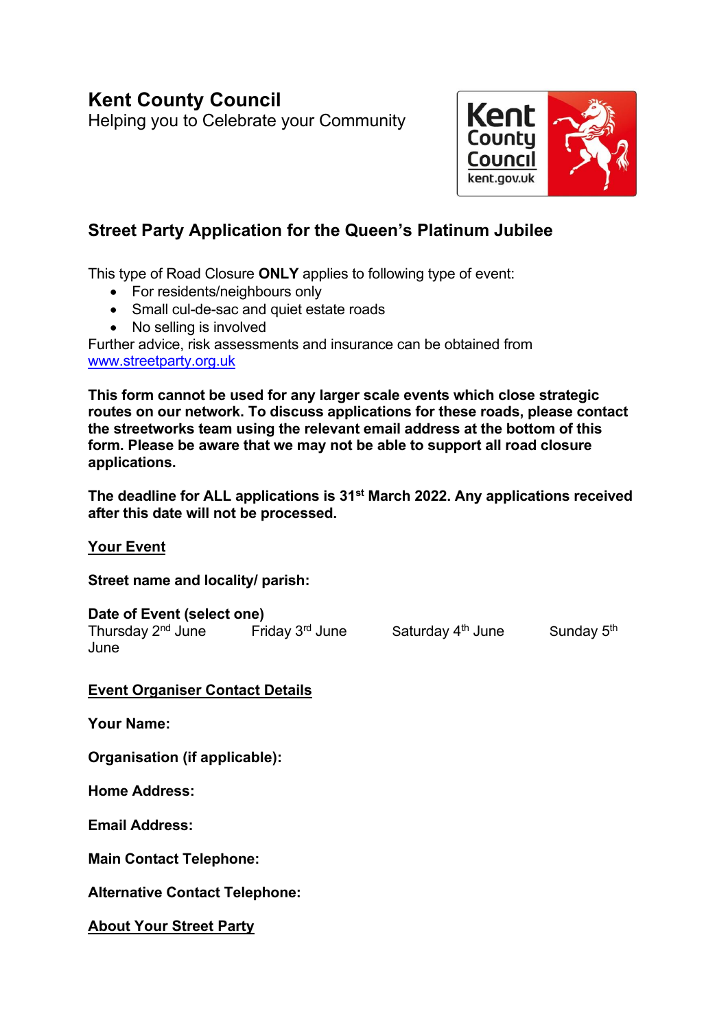# Kent County Council

Helping you to Celebrate your Community

## Street Party Application for the Queen's Platinum Jubilee

This type of Road Closure **ONLY** applies to following type of event:

- For residents/neighbours only
- Small cul-de-sac and quiet estate roads
- No selling is involved

Further advice, risk assessments and insurance can be obtained from [www.streetparty.org.uk](http://www.streetparty.org.uk)

**This form cannot be used for any larger scale events which close strategic routes on our network. To discuss applications for these roads, please contact the streetworks team using the relevant email address at the bottom of this form. Please be aware that we may not be able to support all road closure applications.**

**The deadline for ALL applications is 31st March 2022. Any applications received after this date will not be processed.**

### Your Event

**Street name and locality/ parish:**

**Date of Event (select one)**

Thursday 2nd June Friday 3rd June Saturday 4th June Sunday 5th June

### Event Organiser Contact Details

**Your Name:**

**Organisation (if applicable):**

**Home Address:**

**Email Address:**

**Main Contact Telephone:**

**Alternative Contact Telephone:**

### About Your Street Party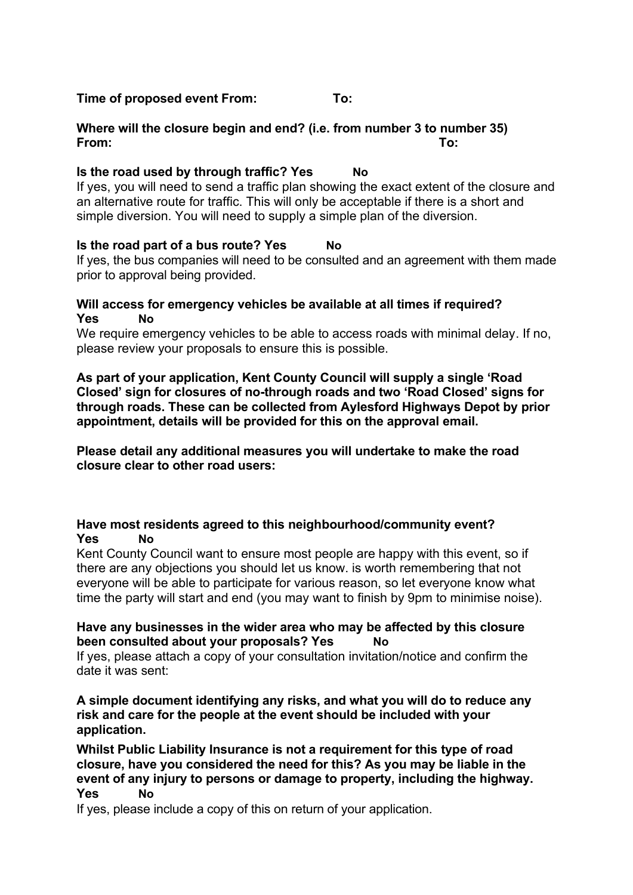**Time of proposed event From: To:**

**Where will the closure begin and end? (i.e. from number 3 to number 35)**
**From: To:**

**Is the road used by through traffic? Yes No**
If yes, you will need to send a traffic plan showing the exact extent of the closure and an alternative route for traffic. This will only be acceptable if there is a short and simple diversion. You will need to supply a simple plan of the diversion.

**Is the road part of a bus route? Yes No**
If yes, the bus companies will need to be consulted and an agreement with them made prior to approval being provided.

**Will access for emergency vehicles be available at all times if required?**
**Yes No**
We require emergency vehicles to be able to access roads with minimal delay. If no, please review your proposals to ensure this is possible.

**As part of your application, Kent County Council will supply a single 'Road Closed' sign for closures of no-through roads and two 'Road Closed' signs for through roads. These can be collected from Aylesford Highways Depot by prior appointment, details will be provided for this on the approval email.**

**Please detail any additional measures you will undertake to make the road closure clear to other road users:**

**Have most residents agreed to this neighbourhood/community event?**
**Yes No**
Kent County Council want to ensure most people are happy with this event, so if there are any objections you should let us know. is worth remembering that not everyone will be able to participate for various reason, so let everyone know what time the party will start and end (you may want to finish by 9pm to minimise noise).

**Have any businesses in the wider area who may be affected by this closure been consulted about your proposals? Yes No**
If yes, please attach a copy of your consultation invitation/notice and confirm the date it was sent:

**A simple document identifying any risks, and what you will do to reduce any risk and care for the people at the event should be included with your application.**

**Whilst Public Liability Insurance is not a requirement for this type of road closure, have you considered the need for this? As you may be liable in the event of any injury to persons or damage to property, including the highway.**
**Yes No**
If yes, please include a copy of this on return of your application.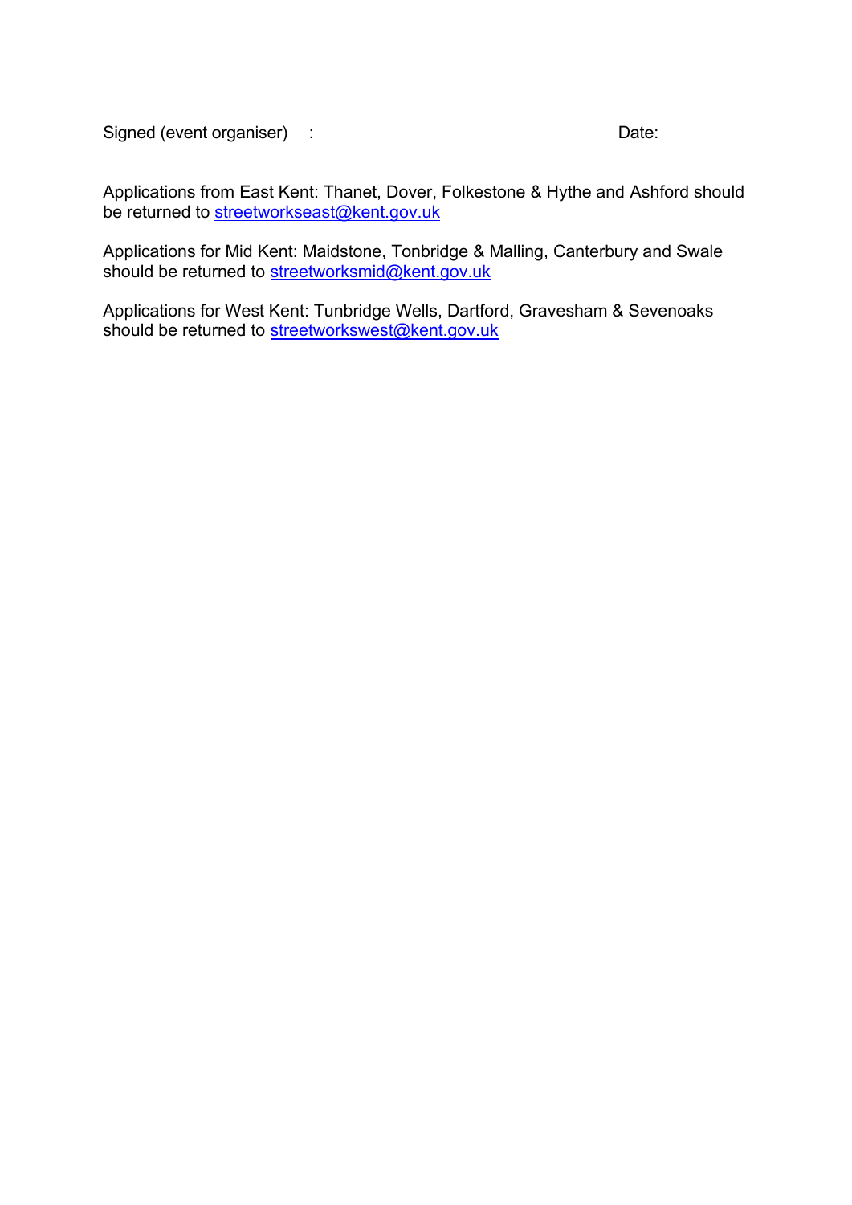Signed (event organiser) : Date:

Applications from East Kent: Thanet, Dover, Folkestone & Hythe and Ashford should be returned to streetworkseast@kent.gov.uk

Applications for Mid Kent: Maidstone, Tonbridge & Malling, Canterbury and Swale should be returned to streetworksmid@kent.gov.uk

Applications for West Kent: Tunbridge Wells, Dartford, Gravesham & Sevenoaks should be returned to streetworkswest@kent.gov.uk